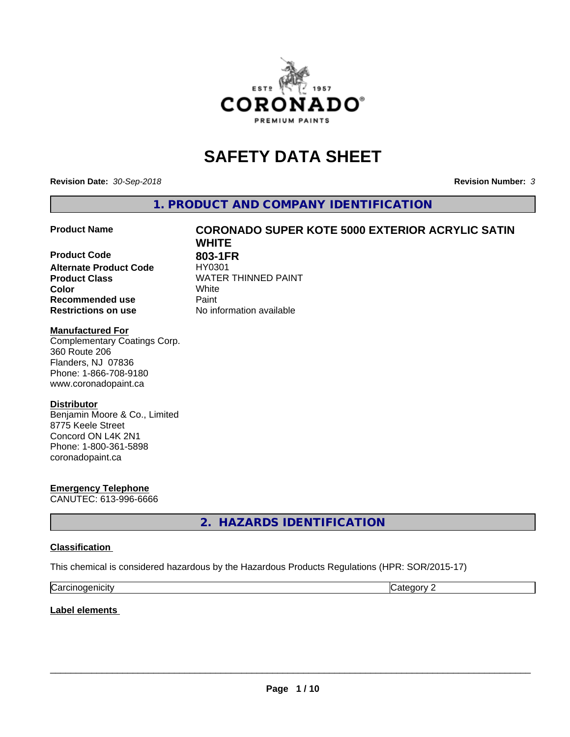# SAFETY DATA SHEET

**Revision Date:** *30-Sep-2018*

**Revision Number:** *3*

## 1. PRODUCT AND COMPANY IDENTIFICATION

| | |
|---|---|
| **Product Name** | **CORONADO SUPER KOTE 5000 EXTERIOR ACRYLIC SATIN WHITE** |
| **Product Code** | **803-1FR** |
| **Alternate Product Code** | HY0301 |
| **Product Class** | WATER THINNED PAINT |
| **Color** | White |
| **Recommended use** | Paint |
| **Restrictions on use** | No information available |

**Manufactured For**
Complementary Coatings Corp.
360 Route 206
Flanders, NJ 07836
Phone: 1-866-708-9180
www.coronadopaint.ca

**Distributor**
Benjamin Moore & Co., Limited
8775 Keele Street
Concord ON L4K 2N1
Phone: 1-800-361-5898
coronadopaint.ca

**Emergency Telephone**
CANUTEC: 613-996-6666

## 2. HAZARDS IDENTIFICATION

**Classification**

This chemical is considered hazardous by the Hazardous Products Regulations (HPR: SOR/2015-17)

| | |
|---|---|
| Carcinogenicity | Category 2 |

**Label elements**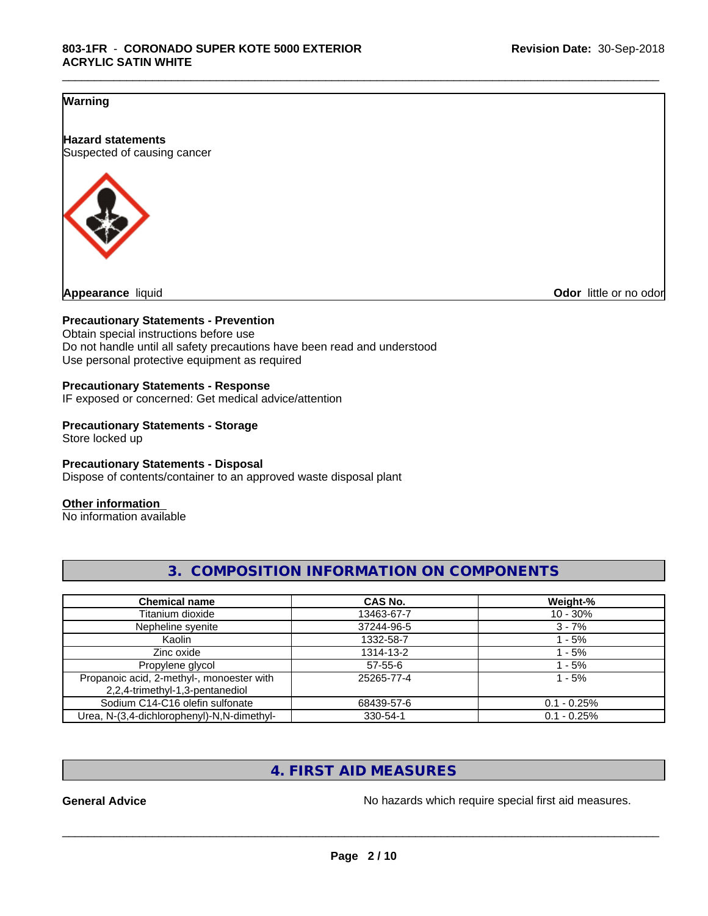**Warning**

**Hazard statements**
Suspected of causing cancer

**Appearance** liquid

**Odor** little or no odor

**Precautionary Statements - Prevention**
Obtain special instructions before use
Do not handle until all safety precautions have been read and understood
Use personal protective equipment as required

**Precautionary Statements - Response**
IF exposed or concerned: Get medical advice/attention

**Precautionary Statements - Storage**
Store locked up

**Precautionary Statements - Disposal**
Dispose of contents/container to an approved waste disposal plant

**Other information**
No information available

## 3. COMPOSITION INFORMATION ON COMPONENTS

| Chemical name | CAS No. | Weight-% |
|---|---|---|
| Titanium dioxide | 13463-67-7 | 10 - 30% |
| Nepheline syenite | 37244-96-5 | 3 - 7% |
| Kaolin | 1332-58-7 | 1 - 5% |
| Zinc oxide | 1314-13-2 | 1 - 5% |
| Propylene glycol | 57-55-6 | 1 - 5% |
| Propanoic acid, 2-methyl-, monoester with 2,2,4-trimethyl-1,3-pentanediol | 25265-77-4 | 1 - 5% |
| Sodium C14-C16 olefin sulfonate | 68439-57-6 | 0.1 - 0.25% |
| Urea, N-(3,4-dichlorophenyl)-N,N-dimethyl- | 330-54-1 | 0.1 - 0.25% |

## 4. FIRST AID MEASURES

**General Advice** No hazards which require special first aid measures.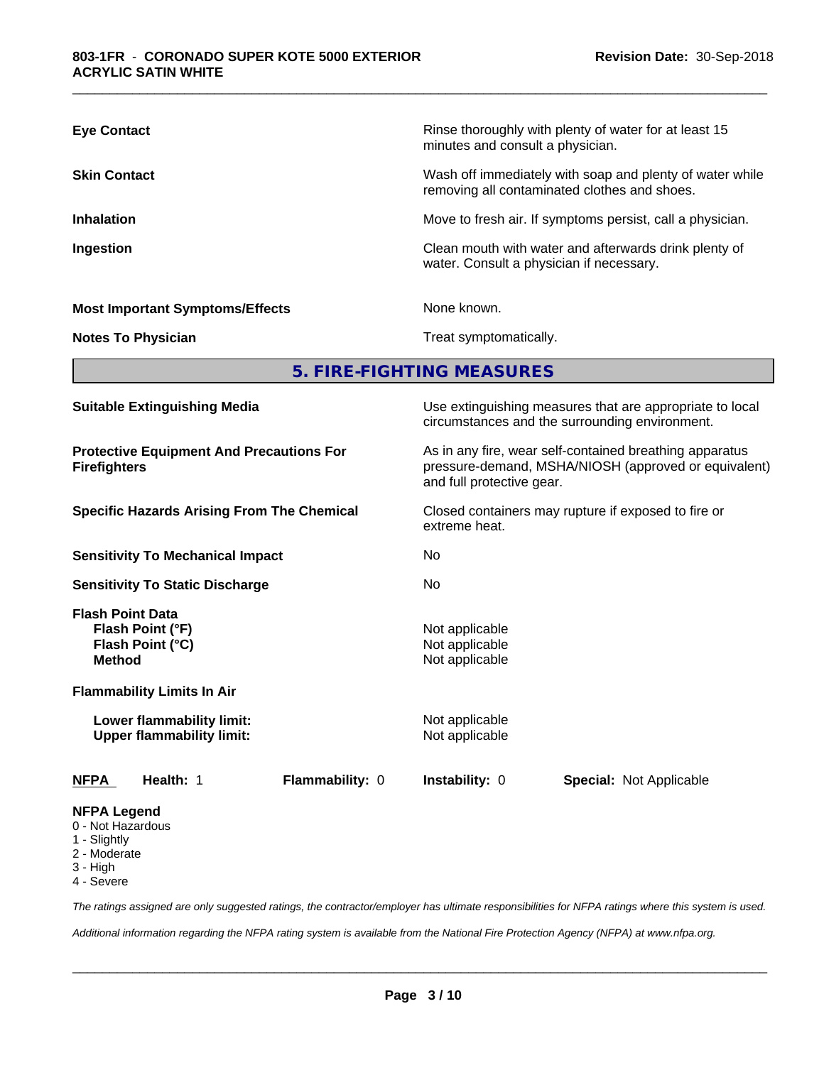| | |
|---|---|
| **Eye Contact** | Rinse thoroughly with plenty of water for at least 15 minutes and consult a physician. |
| **Skin Contact** | Wash off immediately with soap and plenty of water while removing all contaminated clothes and shoes. |
| **Inhalation** | Move to fresh air. If symptoms persist, call a physician. |
| **Ingestion** | Clean mouth with water and afterwards drink plenty of water. Consult a physician if necessary. |
| **Most Important Symptoms/Effects** | None known. |
| **Notes To Physician** | Treat symptomatically. |

## 5. FIRE-FIGHTING MEASURES

| | |
|---|---|
| **Suitable Extinguishing Media** | Use extinguishing measures that are appropriate to local circumstances and the surrounding environment. |
| **Protective Equipment And Precautions For Firefighters** | As in any fire, wear self-contained breathing apparatus pressure-demand, MSHA/NIOSH (approved or equivalent) and full protective gear. |
| **Specific Hazards Arising From The Chemical** | Closed containers may rupture if exposed to fire or extreme heat. |
| **Sensitivity To Mechanical Impact** | No |
| **Sensitivity To Static Discharge** | No |

**Flash Point Data**

| | |
|---|---|
| **Flash Point (°F)** | Not applicable |
| **Flash Point (°C)** | Not applicable |
| **Method** | Not applicable |

**Flammability Limits In Air**

| | |
|---|---|
| **Lower flammability limit:** | Not applicable |
| **Upper flammability limit:** | Not applicable |

| **NFPA** | **Health:** 1 | **Flammability:** 0 | **Instability:** 0 | **Special:** Not Applicable |
|---|---|---|---|---|

**NFPA Legend**
- 0 - Not Hazardous
- 1 - Slightly
- 2 - Moderate
- 3 - High
- 4 - Severe

*The ratings assigned are only suggested ratings, the contractor/employer has ultimate responsibilities for NFPA ratings where this system is used.*

*Additional information regarding the NFPA rating system is available from the National Fire Protection Agency (NFPA) at www.nfpa.org.*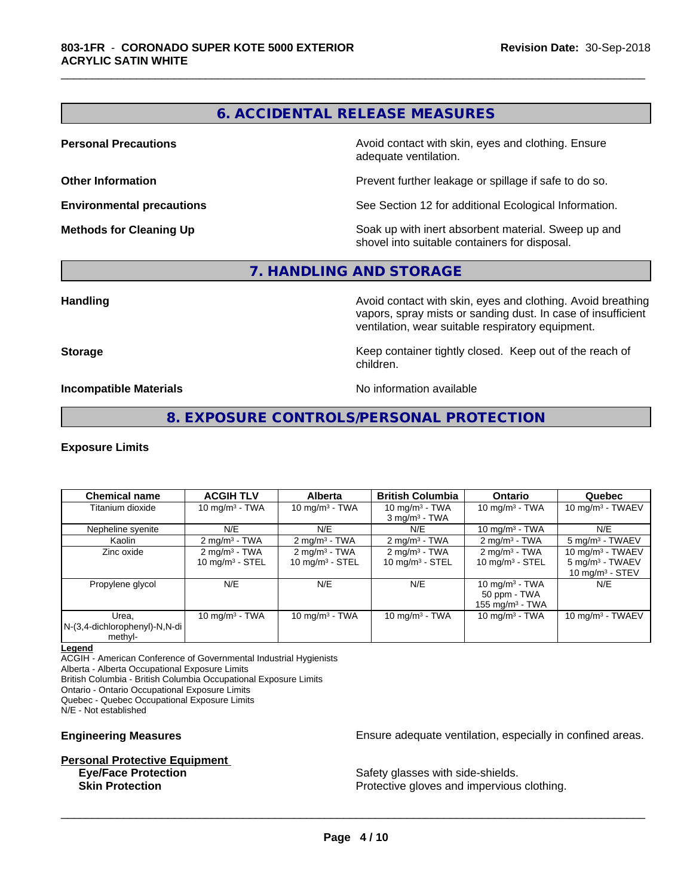## 6. ACCIDENTAL RELEASE MEASURES

**Personal Precautions** Avoid contact with skin, eyes and clothing. Ensure adequate ventilation.

**Other Information** Prevent further leakage or spillage if safe to do so.

**Environmental precautions** See Section 12 for additional Ecological Information.

**Methods for Cleaning Up** Soak up with inert absorbent material. Sweep up and shovel into suitable containers for disposal.

## 7. HANDLING AND STORAGE

**Handling** Avoid contact with skin, eyes and clothing. Avoid breathing vapors, spray mists or sanding dust. In case of insufficient ventilation, wear suitable respiratory equipment.

**Storage** Keep container tightly closed. Keep out of the reach of children.

**Incompatible Materials** No information available

## 8. EXPOSURE CONTROLS/PERSONAL PROTECTION

**Exposure Limits**

| Chemical name | ACGIH TLV | Alberta | British Columbia | Ontario | Quebec |
|---|---|---|---|---|---|
| Titanium dioxide | 10 mg/m³ - TWA | 10 mg/m³ - TWA | 10 mg/m³ - TWA<br>3 mg/m³ - TWA | 10 mg/m³ - TWA | 10 mg/m³ - TWAEV |
| Nepheline syenite | N/E | N/E | N/E | 10 mg/m³ - TWA | N/E |
| Kaolin | 2 mg/m³ - TWA | 2 mg/m³ - TWA | 2 mg/m³ - TWA | 2 mg/m³ - TWA | 5 mg/m³ - TWAEV |
| Zinc oxide | 2 mg/m³ - TWA<br>10 mg/m³ - STEL | 2 mg/m³ - TWA<br>10 mg/m³ - STEL | 2 mg/m³ - TWA<br>10 mg/m³ - STEL | 2 mg/m³ - TWA<br>10 mg/m³ - STEL | 10 mg/m³ - TWAEV<br>5 mg/m³ - TWAEV<br>10 mg/m³ - STEV |
| Propylene glycol | N/E | N/E | N/E | 10 mg/m³ - TWA<br>50 ppm - TWA<br>155 mg/m³ - TWA | N/E |
| Urea, N-(3,4-dichlorophenyl)-N,N-dimethyl- | 10 mg/m³ - TWA | 10 mg/m³ - TWA | 10 mg/m³ - TWA | 10 mg/m³ - TWA | 10 mg/m³ - TWAEV |

**Legend**
ACGIH - American Conference of Governmental Industrial Hygienists
Alberta - Alberta Occupational Exposure Limits
British Columbia - British Columbia Occupational Exposure Limits
Ontario - Ontario Occupational Exposure Limits
Quebec - Quebec Occupational Exposure Limits
N/E - Not established

**Engineering Measures** Ensure adequate ventilation, especially in confined areas.

**Personal Protective Equipment**

**Eye/Face Protection** Safety glasses with side-shields.

**Skin Protection** Protective gloves and impervious clothing.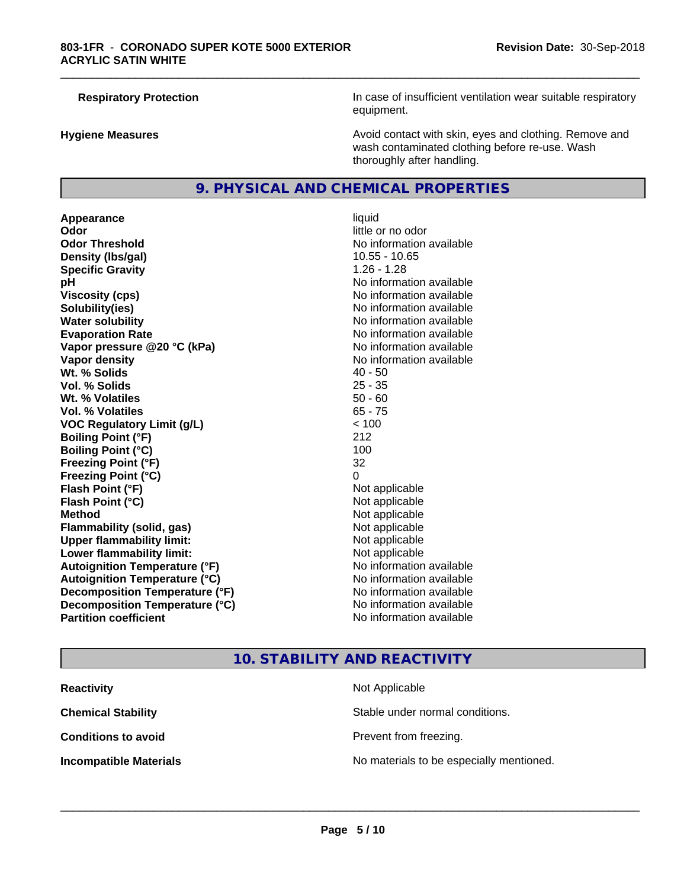| | |
|---|---|
| **Respiratory Protection** | In case of insufficient ventilation wear suitable respiratory equipment. |
| **Hygiene Measures** | Avoid contact with skin, eyes and clothing. Remove and wash contaminated clothing before re-use. Wash thoroughly after handling. |

## 9. PHYSICAL AND CHEMICAL PROPERTIES

| | |
|---|---|
| **Appearance** | liquid |
| **Odor** | little or no odor |
| **Odor Threshold** | No information available |
| **Density (lbs/gal)** | 10.55 - 10.65 |
| **Specific Gravity** | 1.26 - 1.28 |
| **pH** | No information available |
| **Viscosity (cps)** | No information available |
| **Solubility(ies)** | No information available |
| **Water solubility** | No information available |
| **Evaporation Rate** | No information available |
| **Vapor pressure @20 °C (kPa)** | No information available |
| **Vapor density** | No information available |
| **Wt. % Solids** | 40 - 50 |
| **Vol. % Solids** | 25 - 35 |
| **Wt. % Volatiles** | 50 - 60 |
| **Vol. % Volatiles** | 65 - 75 |
| **VOC Regulatory Limit (g/L)** | < 100 |
| **Boiling Point (°F)** | 212 |
| **Boiling Point (°C)** | 100 |
| **Freezing Point (°F)** | 32 |
| **Freezing Point (°C)** | 0 |
| **Flash Point (°F)** | Not applicable |
| **Flash Point (°C)** | Not applicable |
| **Method** | Not applicable |
| **Flammability (solid, gas)** | Not applicable |
| **Upper flammability limit:** | Not applicable |
| **Lower flammability limit:** | Not applicable |
| **Autoignition Temperature (°F)** | No information available |
| **Autoignition Temperature (°C)** | No information available |
| **Decomposition Temperature (°F)** | No information available |
| **Decomposition Temperature (°C)** | No information available |
| **Partition coefficient** | No information available |

## 10. STABILITY AND REACTIVITY

| | |
|---|---|
| **Reactivity** | Not Applicable |
| **Chemical Stability** | Stable under normal conditions. |
| **Conditions to avoid** | Prevent from freezing. |
| **Incompatible Materials** | No materials to be especially mentioned. |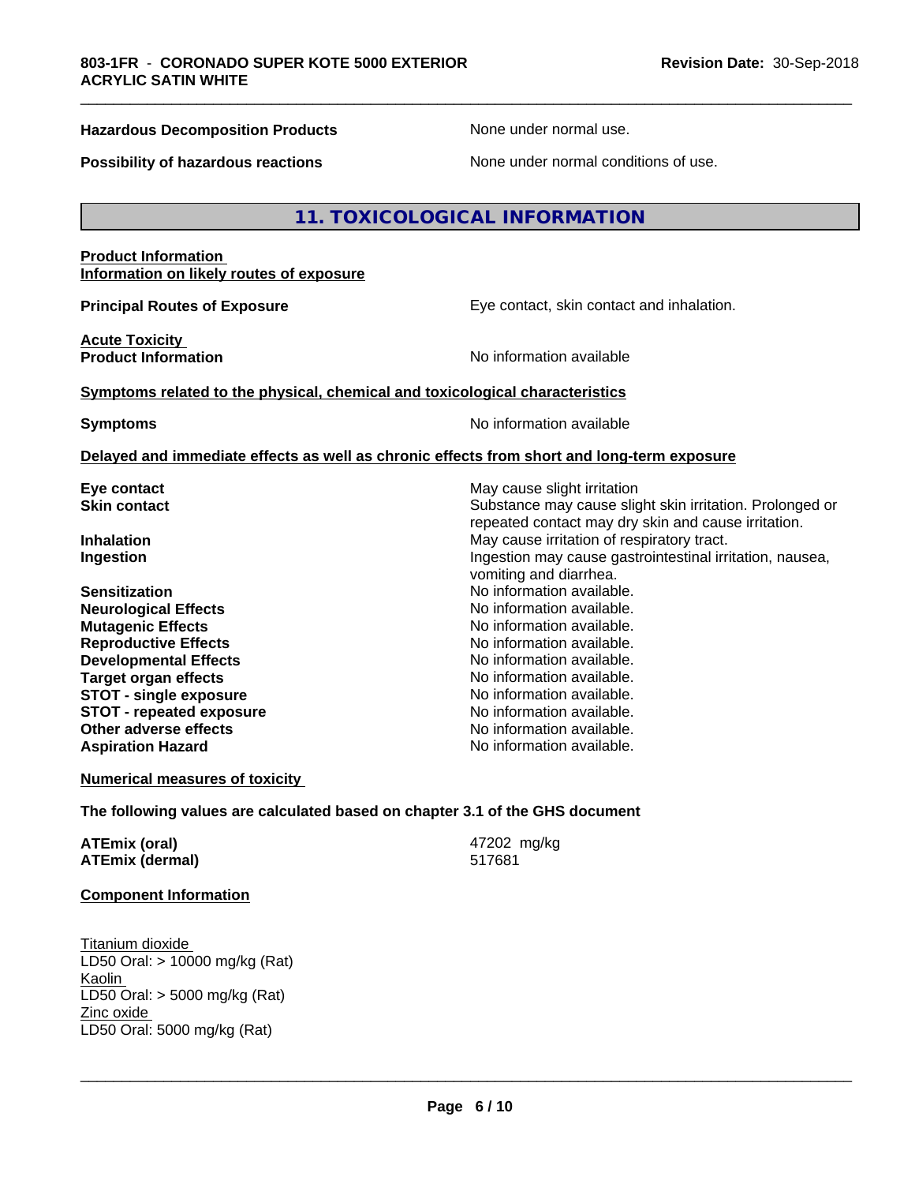| | |
|---|---|
| **Hazardous Decomposition Products** | None under normal use. |
| **Possibility of hazardous reactions** | None under normal conditions of use. |

## 11. TOXICOLOGICAL INFORMATION

**Product Information**
**Information on likely routes of exposure**

| | |
|---|---|
| **Principal Routes of Exposure** | Eye contact, skin contact and inhalation. |

**Acute Toxicity**

| | |
|---|---|
| **Product Information** | No information available |

**Symptoms related to the physical, chemical and toxicological characteristics**

| | |
|---|---|
| **Symptoms** | No information available |

**Delayed and immediate effects as well as chronic effects from short and long-term exposure**

| | |
|---|---|
| **Eye contact** | May cause slight irritation |
| **Skin contact** | Substance may cause slight skin irritation. Prolonged or repeated contact may dry skin and cause irritation. |
| **Inhalation** | May cause irritation of respiratory tract. |
| **Ingestion** | Ingestion may cause gastrointestinal irritation, nausea, vomiting and diarrhea. |
| **Sensitization** | No information available. |
| **Neurological Effects** | No information available. |
| **Mutagenic Effects** | No information available. |
| **Reproductive Effects** | No information available. |
| **Developmental Effects** | No information available. |
| **Target organ effects** | No information available. |
| **STOT - single exposure** | No information available. |
| **STOT - repeated exposure** | No information available. |
| **Other adverse effects** | No information available. |
| **Aspiration Hazard** | No information available. |

**Numerical measures of toxicity**

**The following values are calculated based on chapter 3.1 of the GHS document**

| | |
|---|---|
| **ATEmix (oral)** | 47202 mg/kg |
| **ATEmix (dermal)** | 517681 |

**Component Information**

Titanium dioxide
LD50 Oral: > 10000 mg/kg (Rat)
Kaolin
LD50 Oral: > 5000 mg/kg (Rat)
Zinc oxide
LD50 Oral: 5000 mg/kg (Rat)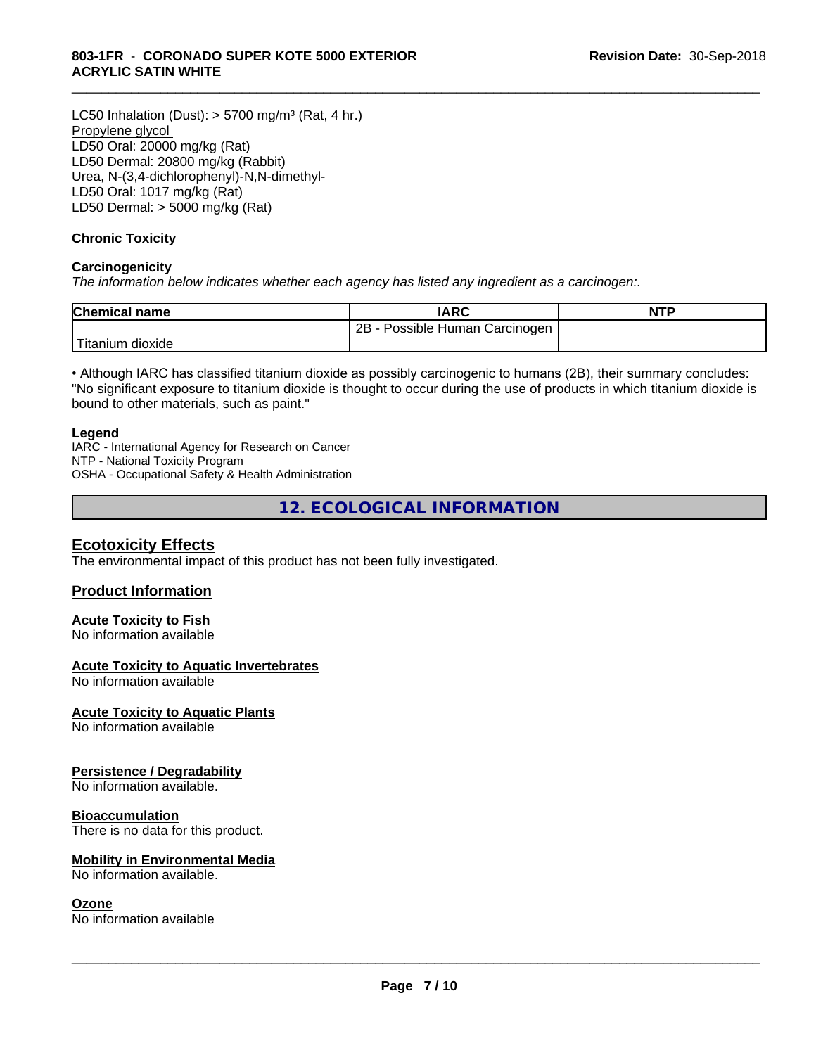LC50 Inhalation (Dust): > 5700 mg/m³ (Rat, 4 hr.)
Propylene glycol
LD50 Oral: 20000 mg/kg (Rat)
LD50 Dermal: 20800 mg/kg (Rabbit)
Urea, N-(3,4-dichlorophenyl)-N,N-dimethyl-
LD50 Oral: 1017 mg/kg (Rat)
LD50 Dermal: > 5000 mg/kg (Rat)

**Chronic Toxicity**

**Carcinogenicity**

*The information below indicates whether each agency has listed any ingredient as a carcinogen:.*

| Chemical name | IARC | NTP |
|---|---|---|
| Titanium dioxide | 2B - Possible Human Carcinogen | |

• Although IARC has classified titanium dioxide as possibly carcinogenic to humans (2B), their summary concludes: "No significant exposure to titanium dioxide is thought to occur during the use of products in which titanium dioxide is bound to other materials, such as paint."

**Legend**

IARC - International Agency for Research on Cancer
NTP - National Toxicity Program
OSHA - Occupational Safety & Health Administration

## 12. ECOLOGICAL INFORMATION

### Ecotoxicity Effects

The environmental impact of this product has not been fully investigated.

### Product Information

**Acute Toxicity to Fish**
No information available

**Acute Toxicity to Aquatic Invertebrates**
No information available

**Acute Toxicity to Aquatic Plants**
No information available

**Persistence / Degradability**
No information available.

**Bioaccumulation**
There is no data for this product.

**Mobility in Environmental Media**
No information available.

**Ozone**
No information available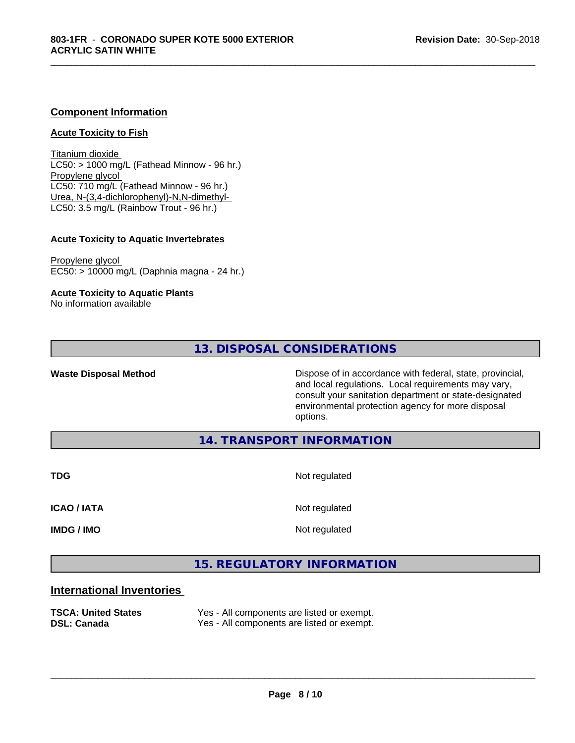## Component Information

### Acute Toxicity to Fish

Titanium dioxide
LC50: > 1000 mg/L (Fathead Minnow - 96 hr.)
Propylene glycol
LC50: 710 mg/L (Fathead Minnow - 96 hr.)
Urea, N-(3,4-dichlorophenyl)-N,N-dimethyl-
LC50: 3.5 mg/L (Rainbow Trout - 96 hr.)

### Acute Toxicity to Aquatic Invertebrates

Propylene glycol
EC50: > 10000 mg/L (Daphnia magna - 24 hr.)

### Acute Toxicity to Aquatic Plants

No information available

## 13. DISPOSAL CONSIDERATIONS

| | |
|---|---|
| **Waste Disposal Method** | Dispose of in accordance with federal, state, provincial, and local regulations. Local requirements may vary, consult your sanitation department or state-designated environmental protection agency for more disposal options. |

## 14. TRANSPORT INFORMATION

| | |
|---|---|
| **TDG** | Not regulated |
| **ICAO / IATA** | Not regulated |
| **IMDG / IMO** | Not regulated |

## 15. REGULATORY INFORMATION

### International Inventories

| | |
|---|---|
| **TSCA: United States** | Yes - All components are listed or exempt. |
| **DSL: Canada** | Yes - All components are listed or exempt. |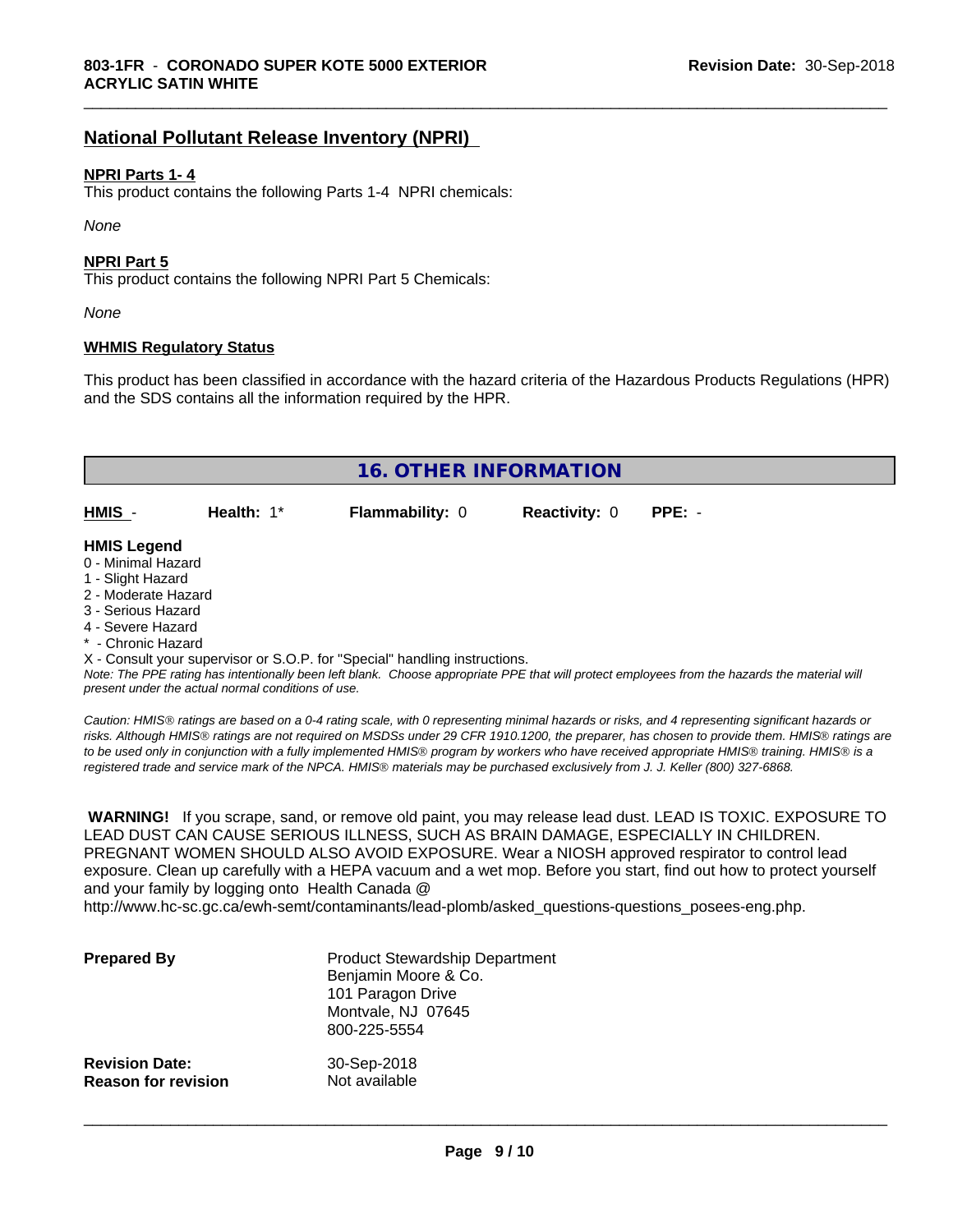## National Pollutant Release Inventory (NPRI)

**NPRI Parts 1- 4**

This product contains the following Parts 1-4 NPRI chemicals:

*None*

**NPRI Part 5**

This product contains the following NPRI Part 5 Chemicals:

*None*

**WHMIS Regulatory Status**

This product has been classified in accordance with the hazard criteria of the Hazardous Products Regulations (HPR) and the SDS contains all the information required by the HPR.

## 16. OTHER INFORMATION

| HMIS - | Health: 1* | Flammability: 0 | Reactivity: 0 | PPE: - |
|---|---|---|---|---|

**HMIS Legend**

0 - Minimal Hazard
1 - Slight Hazard
2 - Moderate Hazard
3 - Serious Hazard
4 - Severe Hazard
* - Chronic Hazard
X - Consult your supervisor or S.O.P. for "Special" handling instructions.

*Note: The PPE rating has intentionally been left blank. Choose appropriate PPE that will protect employees from the hazards the material will present under the actual normal conditions of use.*

*Caution: HMIS® ratings are based on a 0-4 rating scale, with 0 representing minimal hazards or risks, and 4 representing significant hazards or risks. Although HMIS® ratings are not required on MSDSs under 29 CFR 1910.1200, the preparer, has chosen to provide them. HMIS® ratings are to be used only in conjunction with a fully implemented HMIS® program by workers who have received appropriate HMIS® training. HMIS® is a registered trade and service mark of the NPCA. HMIS® materials may be purchased exclusively from J. J. Keller (800) 327-6868.*

**WARNING!** If you scrape, sand, or remove old paint, you may release lead dust. LEAD IS TOXIC. EXPOSURE TO LEAD DUST CAN CAUSE SERIOUS ILLNESS, SUCH AS BRAIN DAMAGE, ESPECIALLY IN CHILDREN. PREGNANT WOMEN SHOULD ALSO AVOID EXPOSURE. Wear a NIOSH approved respirator to control lead exposure. Clean up carefully with a HEPA vacuum and a wet mop. Before you start, find out how to protect yourself and your family by logging onto Health Canada @ http://www.hc-sc.gc.ca/ewh-semt/contaminants/lead-plomb/asked_questions-questions_posees-eng.php.

**Prepared By** Product Stewardship Department
Benjamin Moore & Co.
101 Paragon Drive
Montvale, NJ 07645
800-225-5554

**Revision Date:** 30-Sep-2018
**Reason for revision** Not available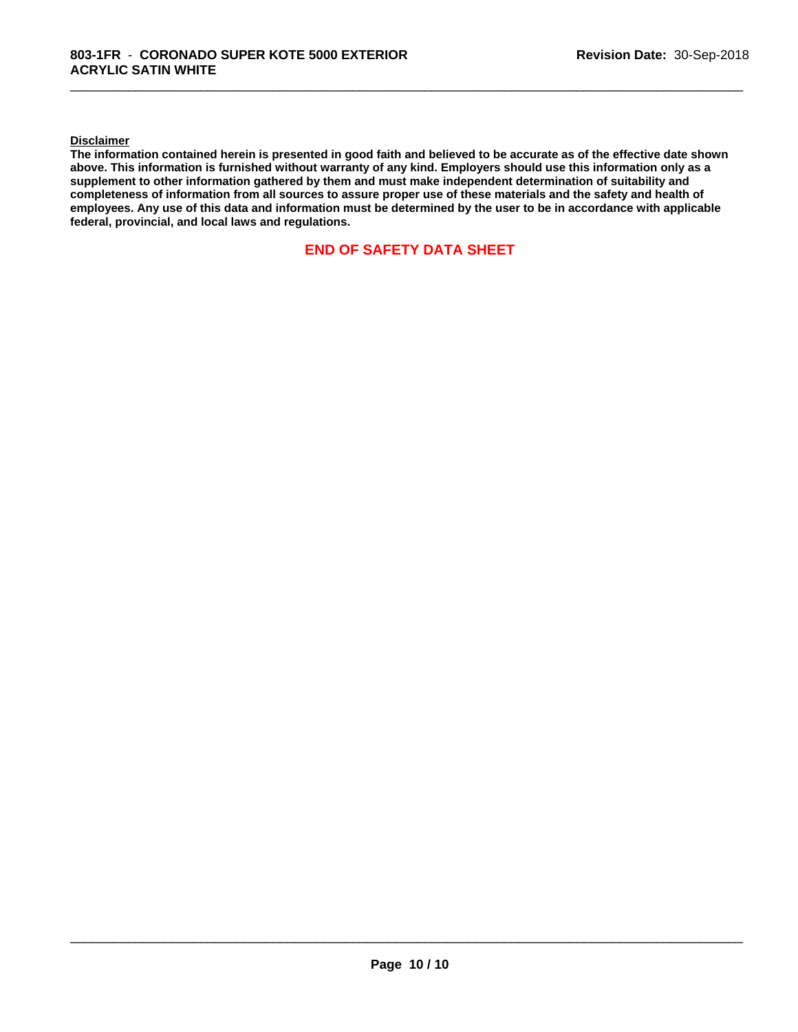**Disclaimer**

**The information contained herein is presented in good faith and believed to be accurate as of the effective date shown above. This information is furnished without warranty of any kind. Employers should use this information only as a supplement to other information gathered by them and must make independent determination of suitability and completeness of information from all sources to assure proper use of these materials and the safety and health of employees. Any use of this data and information must be determined by the user to be in accordance with applicable federal, provincial, and local laws and regulations.**

**END OF SAFETY DATA SHEET**